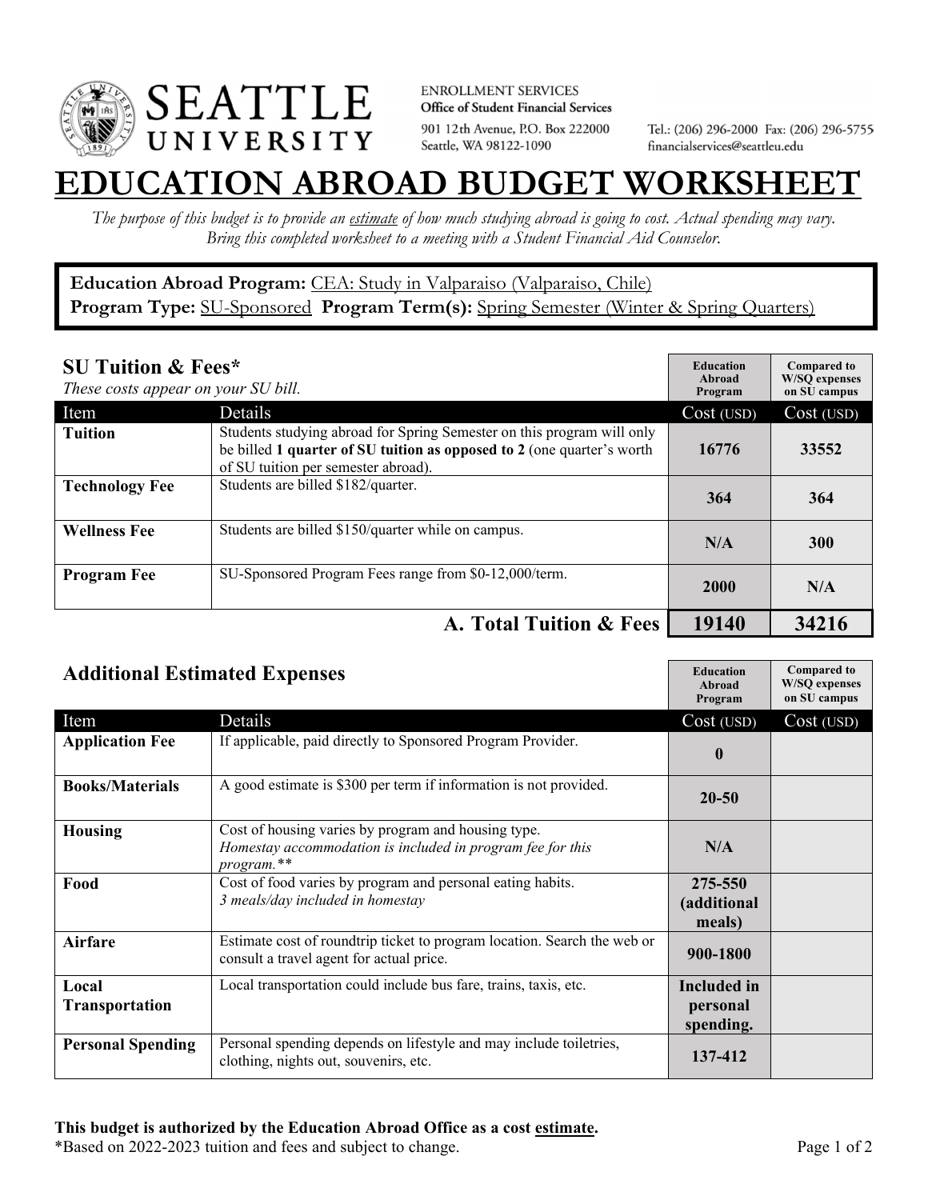SEATTLE UNIVERSITY

ENROLLMENT SERVICES
**Office of Student Financial Services**
901 12th Avenue, P.O. Box 222000
Seattle, WA 98122-1090

Tel.: (206) 296-2000 Fax: (206) 296-5755
financialservices@seattleu.edu

# EDUCATION ABROAD BUDGET WORKSHEET

*The purpose of this budget is to provide an estimate of how much studying abroad is going to cost. Actual spending may vary. Bring this completed worksheet to a meeting with a Student Financial Aid Counselor.*

**Education Abroad Program:** CEA: Study in Valparaiso (Valparaiso, Chile)
**Program Type:** SU-Sponsored **Program Term(s):** Spring Semester (Winter & Spring Quarters)

## SU Tuition & Fees*

*These costs appear on your SU bill.*

| Item | Details | Education Abroad Program Cost (USD) | Compared to W/SQ expenses on SU campus Cost (USD) |
|---|---|---|---|
| **Tuition** | Students studying abroad for Spring Semester on this program will only be billed **1 quarter of SU tuition as opposed to 2** (one quarter's worth of SU tuition per semester abroad). | **16776** | **33552** |
| **Technology Fee** | Students are billed $182/quarter. | **364** | **364** |
| **Wellness Fee** | Students are billed $150/quarter while on campus. | **N/A** | **300** |
| **Program Fee** | SU-Sponsored Program Fees range from $0-12,000/term. | **2000** | **N/A** |
| | **A. Total Tuition & Fees** | **19140** | **34216** |

## Additional Estimated Expenses

| Item | Details | Education Abroad Program Cost (USD) | Compared to W/SQ expenses on SU campus Cost (USD) |
|---|---|---|---|
| **Application Fee** | If applicable, paid directly to Sponsored Program Provider. | **0** | |
| **Books/Materials** | A good estimate is $300 per term if information is not provided. | **20-50** | |
| **Housing** | Cost of housing varies by program and housing type. *Homestay accommodation is included in program fee for this program.** * | **N/A** | |
| **Food** | Cost of food varies by program and personal eating habits. *3 meals/day included in homestay* | **275-550 (additional meals)** | |
| **Airfare** | Estimate cost of roundtrip ticket to program location. Search the web or consult a travel agent for actual price. | **900-1800** | |
| **Local Transportation** | Local transportation could include bus fare, trains, taxis, etc. | **Included in personal spending.** | |
| **Personal Spending** | Personal spending depends on lifestyle and may include toiletries, clothing, nights out, souvenirs, etc. | **137-412** | |

**This budget is authorized by the Education Abroad Office as a cost estimate.**
*Based on 2022-2023 tuition and fees and subject to change.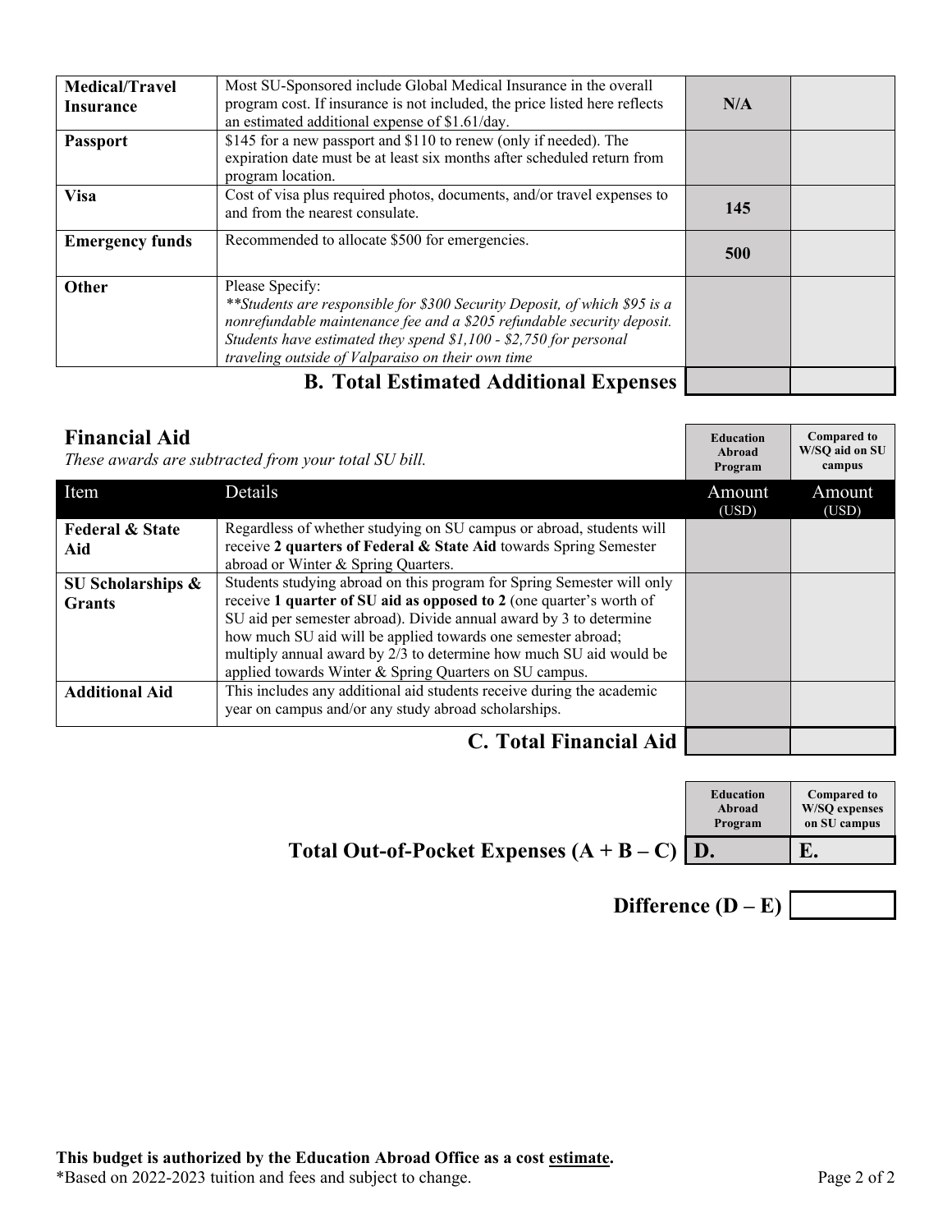| | | | |
|---|---|---|---|
| **Medical/Travel Insurance** | Most SU-Sponsored include Global Medical Insurance in the overall program cost. If insurance is not included, the price listed here reflects an estimated additional expense of $1.61/day. | **N/A** | |
| **Passport** | $145 for a new passport and $110 to renew (only if needed). The expiration date must be at least six months after scheduled return from program location. | | |
| **Visa** | Cost of visa plus required photos, documents, and/or travel expenses to and from the nearest consulate. | **145** | |
| **Emergency funds** | Recommended to allocate $500 for emergencies. | **500** | |
| **Other** | Please Specify: *\*\*Students are responsible for $300 Security Deposit, of which $95 is a nonrefundable maintenance fee and a $205 refundable security deposit. Students have estimated they spend $1,100 - $2,750 for personal traveling outside of Valparaiso on their own time* | | |
| | **B. Total Estimated Additional Expenses** | | |

## Financial Aid

*These awards are subtracted from your total SU bill.*

| Item | Details | Education Abroad Program Amount (USD) | Compared to W/SQ aid on SU campus Amount (USD) |
|---|---|---|---|
| **Federal & State Aid** | Regardless of whether studying on SU campus or abroad, students will receive **2 quarters of Federal & State Aid** towards Spring Semester abroad or Winter & Spring Quarters. | | |
| **SU Scholarships & Grants** | Students studying abroad on this program for Spring Semester will only receive **1 quarter of SU aid as opposed to 2** (one quarter's worth of SU aid per semester abroad). Divide annual award by 3 to determine how much SU aid will be applied towards one semester abroad; multiply annual award by 2/3 to determine how much SU aid would be applied towards Winter & Spring Quarters on SU campus. | | |
| **Additional Aid** | This includes any additional aid students receive during the academic year on campus and/or any study abroad scholarships. | | |
| | **C. Total Financial Aid** | | |

| | Education Abroad Program | Compared to W/SQ expenses on SU campus |
|---|---|---|
| **Total Out-of-Pocket Expenses (A + B – C)** | **D.** | **E.** |

**Difference (D – E)**

**This budget is authorized by the Education Abroad Office as a cost estimate.**

\*Based on 2022-2023 tuition and fees and subject to change.